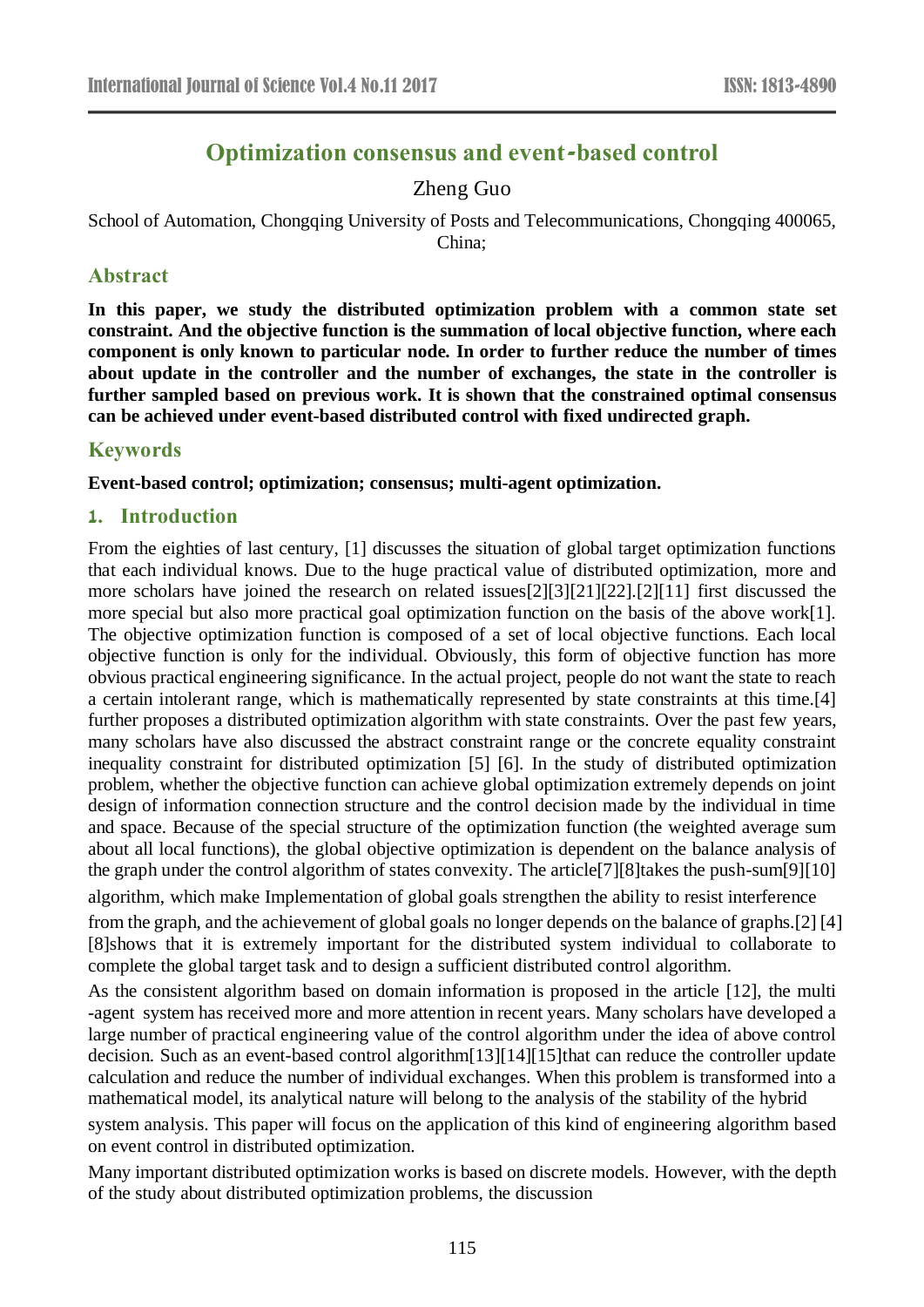# Optimization consensus and event-based control

Zheng Guo

School of Automation, Chongqing University of Posts and Telecommunications, Chongqing 400065, China;

## Abstract

**In this paper, we study the distributed optimization problem with a common state set constraint. And the objective function is the summation of local objective function, where each component is only known to particular node. In order to further reduce the number of times about update in the controller and the number of exchanges, the state in the controller is further sampled based on previous work. It is shown that the constrained optimal consensus can be achieved under event-based distributed control with fixed undirected graph.**

## Keywords

**Event-based control; optimization; consensus; multi-agent optimization.**

## 1. Introduction

From the eighties of last century, [1] discusses the situation of global target optimization functions that each individual knows. Due to the huge practical value of distributed optimization, more and more scholars have joined the research on related issues[2][3][21][22].[2][11] first discussed the more special but also more practical goal optimization function on the basis of the above work[1]. The objective optimization function is composed of a set of local objective functions. Each local objective function is only for the individual. Obviously, this form of objective function has more obvious practical engineering significance. In the actual project, people do not want the state to reach a certain intolerant range, which is mathematically represented by state constraints at this time.[4] further proposes a distributed optimization algorithm with state constraints. Over the past few years, many scholars have also discussed the abstract constraint range or the concrete equality constraint inequality constraint for distributed optimization [5] [6]. In the study of distributed optimization problem, whether the objective function can achieve global optimization extremely depends on joint design of information connection structure and the control decision made by the individual in time and space. Because of the special structure of the optimization function (the weighted average sum about all local functions), the global objective optimization is dependent on the balance analysis of the graph under the control algorithm of states convexity. The article[7][8]takes the push-sum[9][10] algorithm, which make Implementation of global goals strengthen the ability to resist interference from the graph, and the achievement of global goals no longer depends on the balance of graphs.[2] [4] [8]shows that it is extremely important for the distributed system individual to collaborate to complete the global target task and to design a sufficient distributed control algorithm.

As the consistent algorithm based on domain information is proposed in the article [12], the multi -agent system has received more and more attention in recent years. Many scholars have developed a large number of practical engineering value of the control algorithm under the idea of above control decision. Such as an event-based control algorithm[13][14][15]that can reduce the controller update calculation and reduce the number of individual exchanges. When this problem is transformed into a mathematical model, its analytical nature will belong to the analysis of the stability of the hybrid system analysis. This paper will focus on the application of this kind of engineering algorithm based on event control in distributed optimization.

Many important distributed optimization works is based on discrete models. However, with the depth of the study about distributed optimization problems, the discussion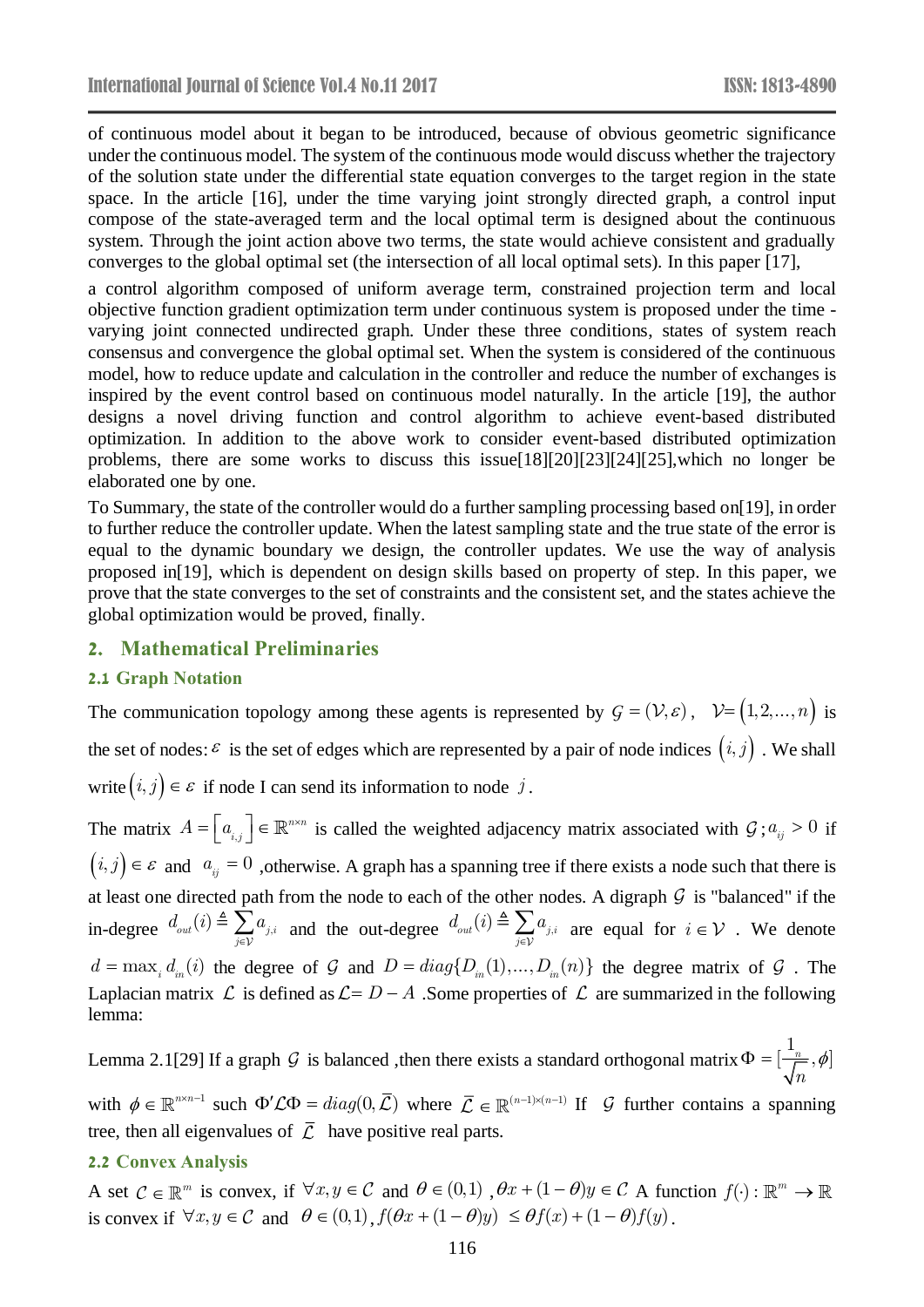of continuous model about it began to be introduced, because of obvious geometric significance under the continuous model. The system of the continuous mode would discuss whether the trajectory of the solution state under the differential state equation converges to the target region in the state space. In the article [16], under the time varying joint strongly directed graph, a control input compose of the state-averaged term and the local optimal term is designed about the continuous system. Through the joint action above two terms, the state would achieve consistent and gradually converges to the global optimal set (the intersection of all local optimal sets). In this paper [17],

a control algorithm composed of uniform average term, constrained projection term and local objective function gradient optimization term under continuous system is proposed under the time - varying joint connected undirected graph. Under these three conditions, states of system reach consensus and convergence the global optimal set. When the system is considered of the continuous model, how to reduce update and calculation in the controller and reduce the number of exchanges is inspired by the event control based on continuous model naturally. In the article [19], the author designs a novel driving function and control algorithm to achieve event-based distributed optimization. In addition to the above work to consider event-based distributed optimization problems, there are some works to discuss this issue[18][20][23][24][25],which no longer be elaborated one by one.

To Summary, the state of the controller would do a further sampling processing based on[19], in order to further reduce the controller update. When the latest sampling state and the true state of the error is equal to the dynamic boundary we design, the controller updates. We use the way of analysis proposed in[19], which is dependent on design skills based on property of step. In this paper, we prove that the state converges to the set of constraints and the consistent set, and the states achieve the global optimization would be proved, finally.

## 2. Mathematical Preliminaries

### 2.1 Graph Notation

The communication topology among these agents is represented by $\mathcal{G}=(\mathcal{V},\varepsilon)$, $\mathcal{V}=\left(1,2,\ldots,n\right)$ is the set of nodes: $\varepsilon$ is the set of edges which are represented by a pair of node indices $\left(i,j\right)$ . We shall write $\left(i,j\right)\in\varepsilon$ if node I can send its information to node $j$.

The matrix $A=\left[a_{i,j}\right]\in\mathbb{R}^{n\times n}$ is called the weighted adjacency matrix associated with $\mathcal{G}$; $a_{ij}>0$ if $\left(i,j\right)\in\varepsilon$ and $a_{ij}=0$ ,otherwise. A graph has a spanning tree if there exists a node such that there is at least one directed path from the node to each of the other nodes. A digraph $\mathcal{G}$ is "balanced" if the in-degree $d_{out}(i)\triangleq\sum_{j\in\mathcal{V}}a_{j,i}$ and the out-degree $d_{out}(i)\triangleq\sum_{j\in\mathcal{V}}a_{j,i}$ are equal for $i\in\mathcal{V}$ . We denote $d=\max_i d_{in}(i)$ the degree of $\mathcal{G}$ and $D=diag\{D_{in}(1),\ldots,D_{in}(n)\}$ the degree matrix of $\mathcal{G}$ . The Laplacian matrix $\mathcal{L}$ is defined as $\mathcal{L}=D-A$ .Some properties of $\mathcal{L}$ are summarized in the following lemma:

Lemma 2.1[29] If a graph $\mathcal{G}$ is balanced ,then there exists a standard orthogonal matrix $\Phi=[\frac{1_n}{\sqrt{n}},\phi]$ with $\phi\in\mathbb{R}^{n\times n-1}$ such $\Phi'\mathcal{L}\Phi=diag(0,\bar{\mathcal{L}})$ where $\bar{\mathcal{L}}\in\mathbb{R}^{(n-1)\times(n-1)}$ If $\mathcal{G}$ further contains a spanning tree, then all eigenvalues of $\bar{\mathcal{L}}$ have positive real parts.

### 2.2 Convex Analysis

A set $\mathcal{C}\in\mathbb{R}^m$ is convex, if $\forall x,y\in\mathcal{C}$ and $\theta\in(0,1)$ , $\theta x+(1-\theta)y\in\mathcal{C}$ A function $f(\cdot):\mathbb{R}^m\to\mathbb{R}$ is convex if $\forall x,y\in\mathcal{C}$ and $\theta\in(0,1)$, $f(\theta x+(1-\theta)y)\ \le\theta f(x)+(1-\theta)f(y)$.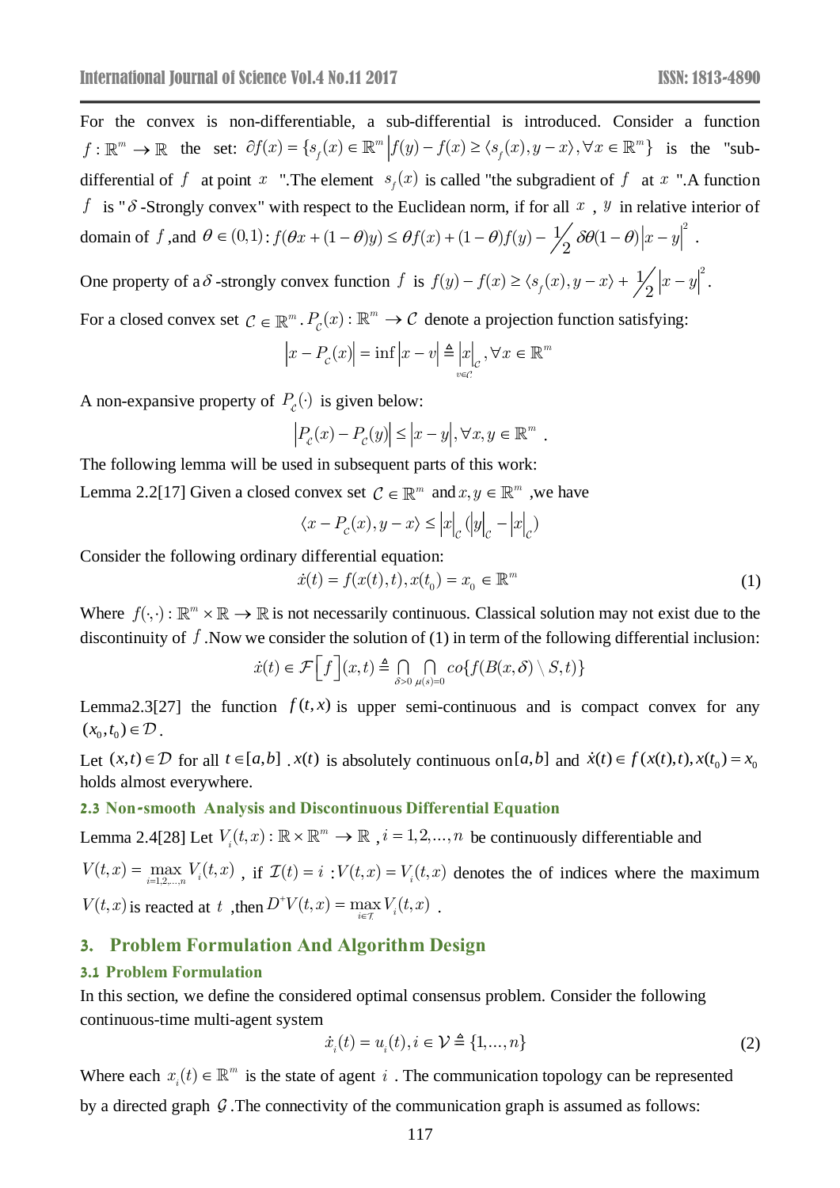For the convex is non-differentiable, a sub-differential is introduced. Consider a function $f:\mathbb{R}^m \to \mathbb{R}$ the set: $\partial f(x) = \{s_f(x) \in \mathbb{R}^m \,|\, f(y) - f(x) \geq \langle s_f(x), y - x \rangle, \forall x \in \mathbb{R}^m\}$ is the "sub-differential of $f$ at point $x$ ".The element $s_f(x)$ is called "the subgradient of $f$ at $x$ ".A function $f$ is "$\delta$-Strongly convex" with respect to the Euclidean norm, if for all $x$ , $y$ in relative interior of domain of $f$ ,and $\theta \in (0,1)$: $f(\theta x + (1-\theta)y) \leq \theta f(x) + (1-\theta)f(y) - \frac{1}{2}\delta\theta(1-\theta)\left|x - y\right|^2$ .

One property of a $\delta$-strongly convex function $f$ is $f(y) - f(x) \geq \langle s_f(x), y - x \rangle + \frac{1}{2}\left|x - y\right|^2$.

For a closed convex set $\mathcal{C} \in \mathbb{R}^m$. $P_{\mathcal{C}}(x): \mathbb{R}^m \to \mathcal{C}$ denote a projection function satisfying:

$$\left|x - P_{\mathcal{C}}(x)\right| = \inf_{v \in \mathcal{C}} \left|x - v\right| \triangleq \left|x\right|_{\mathcal{C}}, \forall x \in \mathbb{R}^m$$

A non-expansive property of $P_{\mathcal{C}}(\cdot)$ is given below:

$$\left|P_{\mathcal{C}}(x) - P_{\mathcal{C}}(y)\right| \leq \left|x - y\right|, \forall x, y \in \mathbb{R}^m \ .$$

The following lemma will be used in subsequent parts of this work:

Lemma 2.2[17] Given a closed convex set $\mathcal{C} \in \mathbb{R}^m$ and $x, y \in \mathbb{R}^m$ ,we have

$$\langle x - P_{\mathcal{C}}(x), y - x \rangle \leq \left|x\right|_{\mathcal{C}}(\left|y\right|_{\mathcal{C}} - \left|x\right|_{\mathcal{C}})$$

Consider the following ordinary differential equation:

$$\dot{x}(t) = f(x(t), t), x(t_0) = x_0 \in \mathbb{R}^m \tag{1}$$

Where $f(\cdot,\cdot): \mathbb{R}^m \times \mathbb{R} \to \mathbb{R}$ is not necessarily continuous. Classical solution may not exist due to the discontinuity of $f$ .Now we consider the solution of (1) in term of the following differential inclusion:

$$\dot{x}(t) \in \mathcal{F}\left[f\right](x,t) \triangleq \bigcap_{\delta > 0} \bigcap_{\mu(s)=0} co\{f(B(x,\delta) \setminus S, t)\}$$

Lemma2.3[27] the function $f(t,x)$ is upper semi-continuous and is compact convex for any $(x_0, t_0) \in \mathcal{D}$.

Let $(x,t) \in \mathcal{D}$ for all $t \in [a,b]$ . $x(t)$ is absolutely continuous on $[a,b]$ and $\dot{x}(t) \in f(x(t), t), x(t_0) = x_0$ holds almost everywhere.

### 2.3 Non-smooth Analysis and Discontinuous Differential Equation

Lemma 2.4[28] Let $V_i(t,x): \mathbb{R} \times \mathbb{R}^m \to \mathbb{R}$ , $i = 1, 2, \ldots, n$ be continuously differentiable and $V(t,x) = \max_{i=1,2,\ldots,n} V_i(t,x)$ , if $\mathcal{I}(t) = i$ :$V(t,x) = V_i(t,x)$ denotes the of indices where the maximum $V(t,x)$ is reacted at $t$ ,then $D^+V(t,x) = \max_{i \in \mathcal{I}} V_i(t,x)$ .

## 3. Problem Formulation And Algorithm Design

### 3.1 Problem Formulation

In this section, we define the considered optimal consensus problem. Consider the following continuous-time multi-agent system

$$\dot{x}_i(t) = u_i(t), i \in \mathcal{V} \triangleq \{1, \ldots, n\} \tag{2}$$

Where each $x_i(t) \in \mathbb{R}^m$ is the state of agent $i$ . The communication topology can be represented by a directed graph $\mathcal{G}$ .The connectivity of the communication graph is assumed as follows: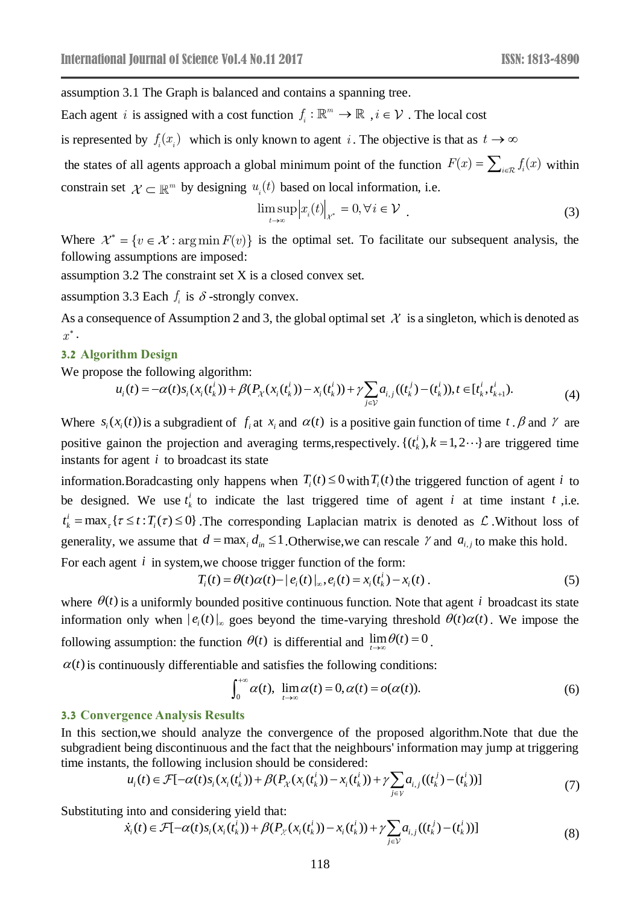assumption 3.1 The Graph is balanced and contains a spanning tree.

Each agent $i$ is assigned with a cost function $f_i : \mathbb{R}^m \to \mathbb{R}$ , $i \in \mathcal{V}$ . The local cost is represented by $f_i(x_i)$ which is only known to agent $i$. The objective is that as $t \to \infty$ the states of all agents approach a global minimum point of the function $F(x) = \sum_{i \in \mathcal{R}} f_i(x)$ within constrain set $\mathcal{X} \subset \mathbb{R}^m$ by designing $u_i(t)$ based on local information, i.e.

$$\limsup_{t \to \infty} \left| x_i(t) \right|_{\mathcal{X}^*} = 0, \forall i \in \mathcal{V} \quad . \tag{3}$$

Where $\mathcal{X}^* = \{v \in \mathcal{X} : \arg\min F(v)\}$ is the optimal set. To facilitate our subsequent analysis, the following assumptions are imposed:

assumption 3.2 The constraint set X is a closed convex set.

assumption 3.3 Each $f_i$ is $\delta$ -strongly convex.

As a consequence of Assumption 2 and 3, the global optimal set $\mathcal{X}$ is a singleton, which is denoted as $x^*$.

### 3.2 Algorithm Design

We propose the following algorithm:

$$u_i(t) = -\alpha(t) s_i(x_i(t_k^i)) + \beta(P_{\mathcal{X}}(x_i(t_k^i)) - x_i(t_k^i)) + \gamma \sum_{j \in \mathcal{V}} a_{i,j}((t_k^j) - (t_k^i)), t \in [t_k^i, t_{k+1}^i). \tag{4}$$

Where $s_i(x_i(t))$ is a subgradient of $f_i$ at $x_i$ and $\alpha(t)$ is a positive gain function of time $t$ . $\beta$ and $\gamma$ are positive gainon the projection and averaging terms,respectively. $\{(t_k^i), k = 1, 2 \cdots\}$ are triggered time instants for agent $i$ to broadcast its state information.Boradcasting only happens when $T_i(t) \le 0$ with $T_i(t)$ the triggered function of agent $i$ to be designed. We use $t_k^i$ to indicate the last triggered time of agent $i$ at time instant $t$ ,i.e. $t_k^i = \max_\tau \{\tau \le t : T_i(\tau) \le 0\}$ .The corresponding Laplacian matrix is denoted as $\mathcal{L}$ .Without loss of generality, we assume that $d = \max_i d_{in} \le 1$ .Otherwise,we can rescale $\gamma$ and $a_{i,j}$ to make this hold.

For each agent $i$ in system,we choose trigger function of the form:

$$T_i(t) = \theta(t)\alpha(t) - |e_i(t)|_\infty, e_i(t) = x_i(t_k^i) - x_i(t) \, . \tag{5}$$

where $\theta(t)$ is a uniformly bounded positive continuous function. Note that agent $i$ broadcast its state information only when $|e_i(t)|_\infty$ goes beyond the time-varying threshold $\theta(t)\alpha(t)$. We impose the following assumption: the function $\theta(t)$ is differential and $\lim_{t \to \infty} \theta(t) = 0$ .

$\alpha(t)$ is continuously differentiable and satisfies the following conditions:

$$\int_0^{+\infty} \alpha(t), \ \lim_{t \to \infty} \alpha(t) = 0, \alpha(t) = o(\alpha(t)). \tag{6}$$

### 3.3 Convergence Analysis Results

In this section,we should analyze the convergence of the proposed algorithm.Note that due the subgradient being discontinuous and the fact that the neighbours' information may jump at triggering time instants, the following inclusion should be considered:

$$u_i(t) \in \mathcal{F}[-\alpha(t) s_i(x_i(t_k^i)) + \beta(P_{\mathcal{X}}(x_i(t_k^i)) - x_i(t_k^i)) + \gamma \sum_{j \in \mathcal{V}} a_{i,j}((t_k^j) - (t_k^i))] \tag{7}$$

Substituting into and considering yield that:

$$\dot{x}_i(t) \in \mathcal{F}[-\alpha(t) s_i(x_i(t_k^i)) + \beta(P_{\mathcal{X}}(x_i(t_k^i)) - x_i(t_k^i)) + \gamma \sum_{j \in \mathcal{V}} a_{i,j}((t_k^j) - (t_k^i))] \tag{8}$$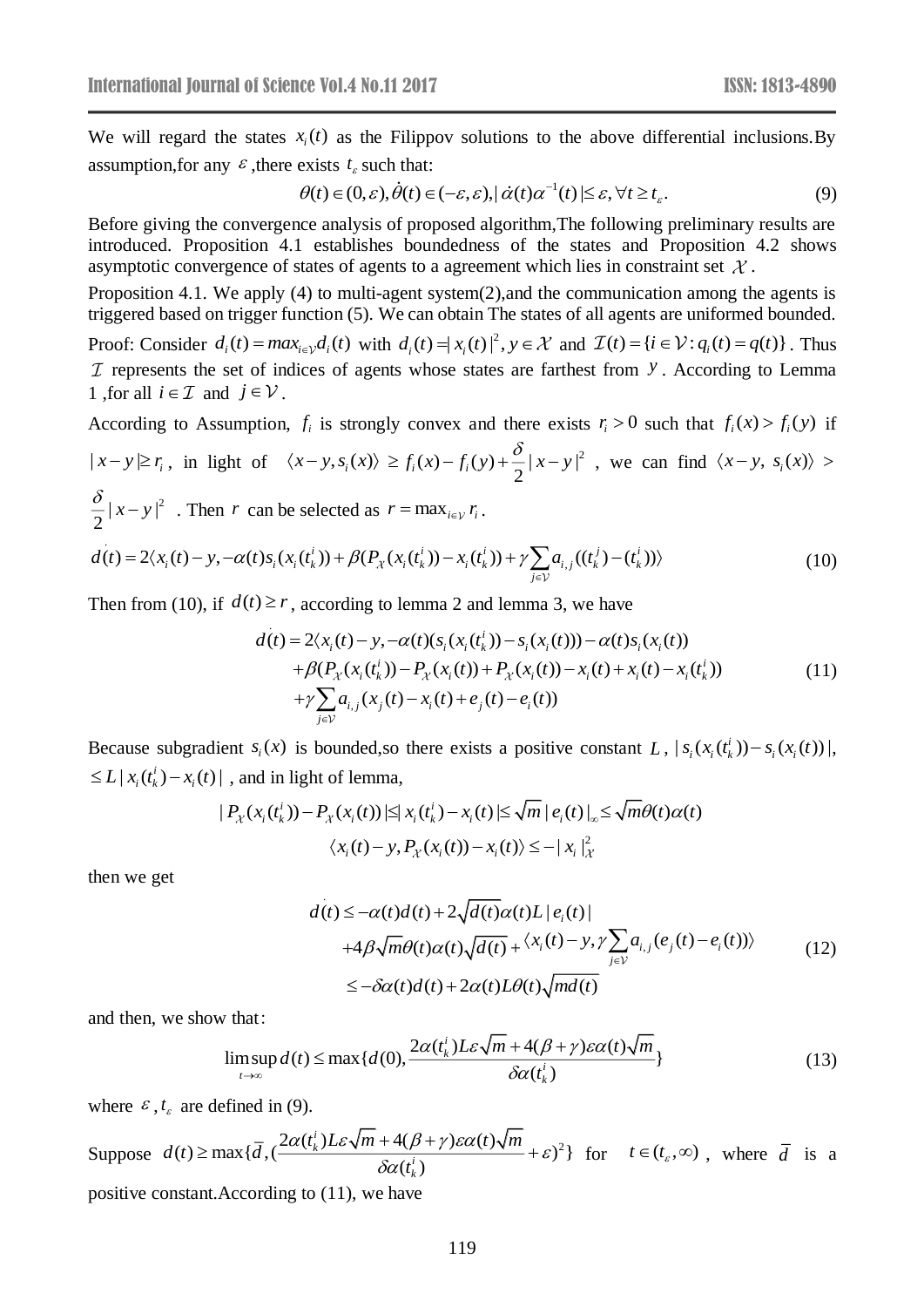We will regard the states $x_i(t)$ as the Filippov solutions to the above differential inclusions.By assumption,for any $\varepsilon$ ,there exists $t_\varepsilon$ such that:

$$\theta(t) \in (0,\varepsilon), \dot{\theta}(t) \in (-\varepsilon,\varepsilon), |\dot{\alpha}(t)\alpha^{-1}(t)| \le \varepsilon, \forall t \ge t_\varepsilon. \tag{9}$$

Before giving the convergence analysis of proposed algorithm,The following preliminary results are introduced. Proposition 4.1 establishes boundedness of the states and Proposition 4.2 shows asymptotic convergence of states of agents to a agreement which lies in constraint set $\mathcal{X}$.

Proposition 4.1. We apply (4) to multi-agent system(2),and the communication among the agents is triggered based on trigger function (5). We can obtain The states of all agents are uniformed bounded.

Proof: Consider $d_i(t) = max_{i\in\mathcal{V}} d_i(t)$ with $d_i(t) = |x_i(t)|^2, y \in \mathcal{X}$ and $\mathcal{I}(t) = \{i \in \mathcal{V} : q_i(t) = q(t)\}$. Thus $\mathcal{I}$ represents the set of indices of agents whose states are farthest from $y$. According to Lemma 1 ,for all $i \in \mathcal{I}$ and $j \in \mathcal{V}$.

According to Assumption, $f_i$ is strongly convex and there exists $r_i > 0$ such that $f_i(x) > f_i(y)$ if $|x - y| \ge r_i$, in light of $\langle x - y, s_i(x)\rangle \ge f_i(x) - f_i(y) + \frac{\delta}{2}|x - y|^2$, we can find $\langle x - y,\ s_i(x)\rangle >$ $\frac{\delta}{2}|x - y|^2$ . Then $r$ can be selected as $r = \max_{i\in\mathcal{V}} r_i$.

$$\dot{d}(t) = 2\langle x_i(t) - y, -\alpha(t)s_i(x_i(t_k^i)) + \beta(P_{\mathcal{X}}(x_i(t_k^i)) - x_i(t_k^i)) + \gamma\sum_{j\in\mathcal{V}} a_{i,j}((t_k^j) - (t_k^i))\rangle \tag{10}$$

Then from (10), if $d(t) \ge r$ , according to lemma 2 and lemma 3, we have

$$\begin{aligned}
\dot{d}(t) = 2\langle x_i(t) - y, &-\alpha(t)(s_i(x_i(t_k^i)) - s_i(x_i(t))) - \alpha(t)s_i(x_i(t)) \\
&+ \beta(P_{\mathcal{X}}(x_i(t_k^i)) - P_{\mathcal{X}}(x_i(t)) + P_{\mathcal{X}}(x_i(t)) - x_i(t) + x_i(t) - x_i(t_k^i)) \\
&+ \gamma\sum_{j\in\mathcal{V}} a_{i,j}(x_j(t) - x_i(t) + e_j(t) - e_i(t))
\end{aligned} \tag{11}$$

Because subgradient $s_i(x)$ is bounded,so there exists a positive constant $L$ , $|s_i(x_i(t_k^i)) - s_i(x_i(t))|$, $\le L|x_i(t_k^i) - x_i(t)|$ , and in light of lemma,

$$|P_{\mathcal{X}}(x_i(t_k^i)) - P_{\mathcal{X}}(x_i(t))| \le |x_i(t_k^i) - x_i(t)| \le \sqrt{m}\,|e_i(t)|_\infty \le \sqrt{m}\theta(t)\alpha(t)$$

$$\langle x_i(t) - y, P_{\mathcal{X}}(x_i(t)) - x_i(t)\rangle \le -|x_i|_{\mathcal{X}}^2$$

then we get

$$\begin{aligned}
\dot{d}(t) &\le -\alpha(t)d(t) + 2\sqrt{d(t)}\alpha(t)L|e_i(t)| \\
&\quad + 4\beta\sqrt{m}\theta(t)\alpha(t)\sqrt{d(t)} + \langle x_i(t) - y, \gamma\sum_{j\in\mathcal{V}} a_{i,j}(e_j(t) - e_i(t))\rangle \\
&\le -\delta\alpha(t)d(t) + 2\alpha(t)L\theta(t)\sqrt{md(t)}
\end{aligned} \tag{12}$$

and then, we show that:

$$\limsup_{t\to\infty} d(t) \le \max\{d(0), \frac{2\alpha(t_k^i)L\varepsilon\sqrt{m} + 4(\beta+\gamma)\varepsilon\alpha(t)\sqrt{m}}{\delta\alpha(t_k^i)}\} \tag{13}$$

where $\varepsilon$ , $t_\varepsilon$ are defined in (9).

Suppose $d(t) \ge \max\{\bar{d}, (\frac{2\alpha(t_k^i)L\varepsilon\sqrt{m} + 4(\beta+\gamma)\varepsilon\alpha(t)\sqrt{m}}{\delta\alpha(t_k^i)} + \varepsilon)^2\}$ for $t \in (t_\varepsilon, \infty)$ , where $\bar{d}$ is a positive constant.According to (11), we have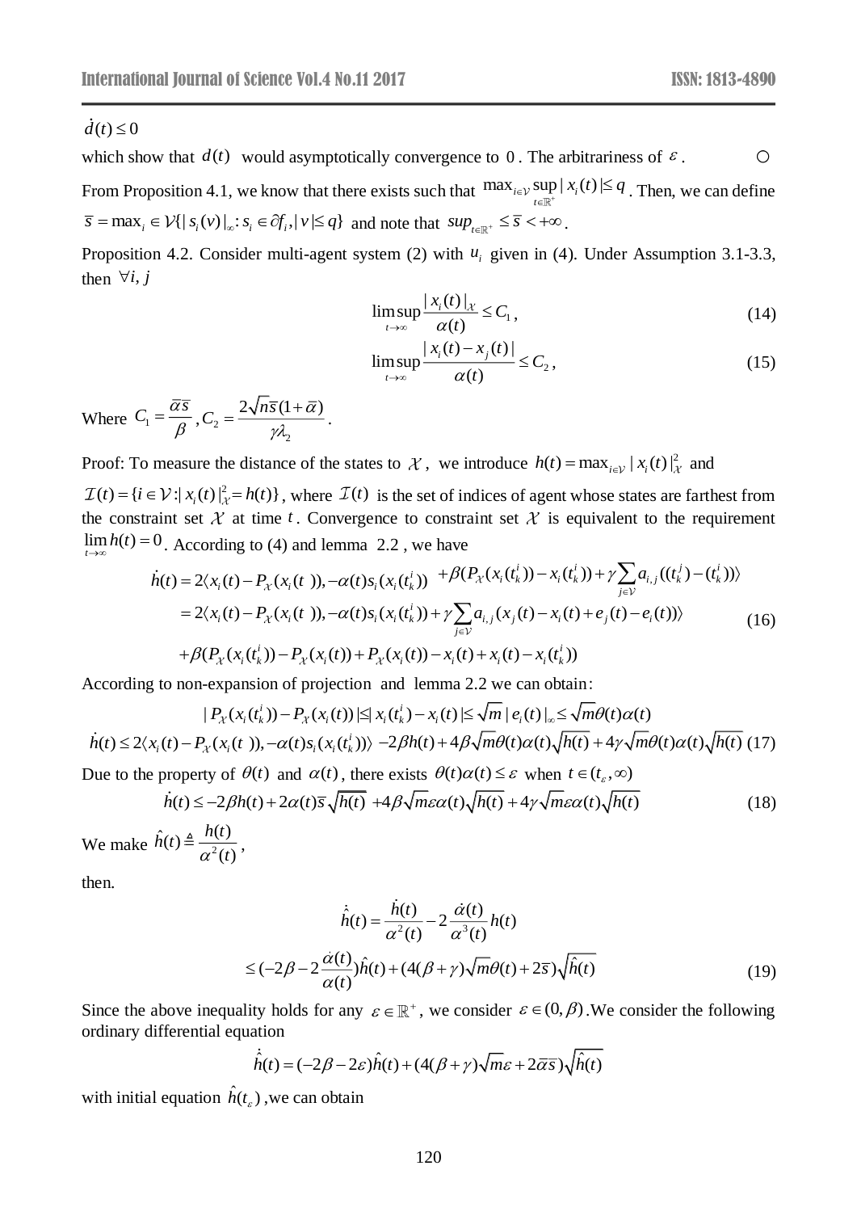$\dot{d}(t) \le 0$

which show that $d(t)$ would asymptotically convergence to $0$. The arbitrariness of $\varepsilon$. ○

From Proposition 4.1, we know that there exists such that $\max_{i\in\mathcal{V}} \sup_{t\in\mathbb{R}^+} |x_i(t)| \le q$. Then, we can define $\bar{s} = \max_i \in \mathcal{V}\{|s_i(v)|_\infty : s_i \in \partial f_i, |v| \le q\}$ and note that $sup_{t\in\mathbb{R}^+} \le \bar{s} < +\infty$.

Proposition 4.2. Consider multi-agent system (2) with $u_i$ given in (4). Under Assumption 3.1-3.3, then $\forall i, j$

$$\limsup_{t\to\infty} \frac{|x_i(t)|_{\mathcal{X}}}{\alpha(t)} \le C_1, \tag{14}$$

$$\limsup_{t\to\infty} \frac{|x_i(t) - x_j(t)|}{\alpha(t)} \le C_2, \tag{15}$$

Where $C_1 = \dfrac{\bar{\alpha}\bar{s}}{\beta}, C_2 = \dfrac{2\sqrt{n}\bar{s}(1+\bar{\alpha})}{\gamma\lambda_2}$.

Proof: To measure the distance of the states to $\mathcal{X}$, we introduce $h(t) = \max_{i\in\mathcal{V}} |x_i(t)|^2_{\mathcal{X}}$ and $\mathcal{I}(t) = \{i \in \mathcal{V} : |x_i(t)|^2_{\mathcal{X}} = h(t)\}$, where $\mathcal{I}(t)$ is the set of indices of agent whose states are farthest from the constraint set $\mathcal{X}$ at time $t$. Convergence to constraint set $\mathcal{X}$ is equivalent to the requirement $\lim_{t\to\infty} h(t) = 0$. According to (4) and lemma 2.2, we have

$$\begin{aligned}
\dot{h}(t) &= 2\langle x_i(t) - P_{\mathcal{X}}(x_i(t\ )), -\alpha(t)s_i(x_i(t_k^i)) \ + \beta(P_{\mathcal{X}}(x_i(t_k^i)) - x_i(t_k^i)) + \gamma\sum_{j\in\mathcal{V}} a_{i,j}((t_k^j) - (t_k^i))\rangle \\
&= 2\langle x_i(t) - P_{\mathcal{X}}(x_i(t\ )), -\alpha(t)s_i(x_i(t_k^i)) + \gamma\sum_{j\in\mathcal{V}} a_{i,j}(x_j(t) - x_i(t) + e_j(t) - e_i(t))\rangle \\
&\quad + \beta(P_{\mathcal{X}}(x_i(t_k^i)) - P_{\mathcal{X}}(x_i(t)) + P_{\mathcal{X}}(x_i(t)) - x_i(t) + x_i(t) - x_i(t_k^i))
\end{aligned} \tag{16}$$

According to non-expansion of projection and lemma 2.2 we can obtain:

$$|P_{\mathcal{X}}(x_i(t_k^i)) - P_{\mathcal{X}}(x_i(t))| \le |x_i(t_k^i) - x_i(t)| \le \sqrt{m}\,|e_i(t)|_\infty \le \sqrt{m}\theta(t)\alpha(t)$$

$$\dot{h}(t) \le 2\langle x_i(t) - P_{\mathcal{X}}(x_i(t\ )), -\alpha(t)s_i(x_i(t_k^i))\rangle - 2\beta h(t) + 4\beta\sqrt{m}\theta(t)\alpha(t)\sqrt{h(t)} + 4\gamma\sqrt{m}\theta(t)\alpha(t)\sqrt{h(t)} \tag{17}$$

Due to the property of $\theta(t)$ and $\alpha(t)$, there exists $\theta(t)\alpha(t) \le \varepsilon$ when $t \in (t_\varepsilon, \infty)$

$$\dot{h}(t) \le -2\beta h(t) + 2\alpha(t)\bar{s}\sqrt{h(t)} \ + 4\beta\sqrt{m}\varepsilon\alpha(t)\sqrt{h(t)} + 4\gamma\sqrt{m}\varepsilon\alpha(t)\sqrt{h(t)} \tag{18}$$

We make $\hat{h}(t) \triangleq \dfrac{h(t)}{\alpha^2(t)}$,

then.

$$\begin{aligned}
\dot{\hat{h}}(t) &= \frac{\dot{h}(t)}{\alpha^2(t)} - 2\frac{\dot{\alpha}(t)}{\alpha^3(t)}h(t) \\
&\le (-2\beta - 2\frac{\dot{\alpha}(t)}{\alpha(t)})\hat{h}(t) + (4(\beta+\gamma)\sqrt{m}\theta(t) + 2\bar{s})\sqrt{\hat{h}(t)}
\end{aligned} \tag{19}$$

Since the above inequality holds for any $\varepsilon \in \mathbb{R}^+$, we consider $\varepsilon \in (0, \beta)$. We consider the following ordinary differential equation

$$\dot{\hat{h}}(t) = (-2\beta - 2\varepsilon)\hat{h}(t) + (4(\beta+\gamma)\sqrt{m}\varepsilon + 2\bar{\alpha}\bar{s})\sqrt{\hat{h}(t)}$$

with initial equation $\hat{h}(t_\varepsilon)$, we can obtain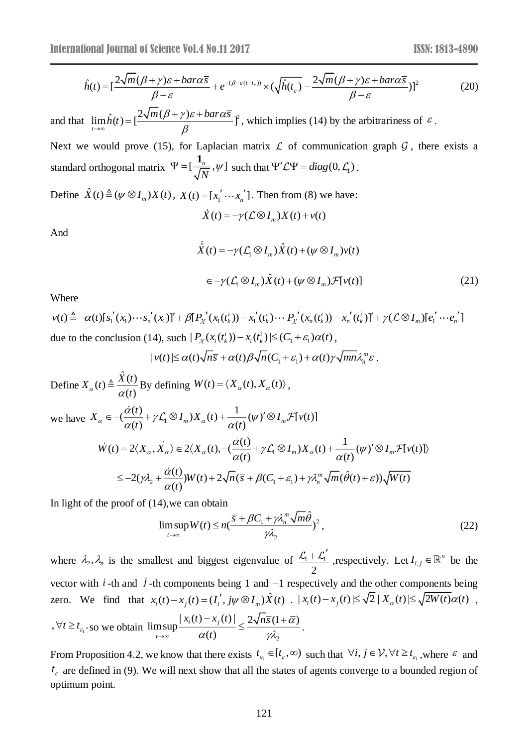$$\hat{h}(t) = [\frac{2\sqrt{m}(\beta+\gamma)\varepsilon + bar\alpha\bar{s}}{\beta-\varepsilon} + e^{-(\beta-\varepsilon(t-t_\varepsilon))} \times (\sqrt{\hat{h}(t_\varepsilon)} - \frac{2\sqrt{m}(\beta+\gamma)\varepsilon + bar\alpha\bar{s}}{\beta-\varepsilon})]^2 \tag{20}$$

and that $\lim_{t\to\infty}\hat{h}(t) = [\frac{2\sqrt{m}(\beta+\gamma)\varepsilon + bar\alpha\bar{s}}{\beta}]^2$, which implies (14) by the arbitrariness of $\varepsilon$.

Next we would prove (15), for Laplacian matrix $\mathcal{L}$ of communication graph $\mathcal{G}$, there exists a standard orthogonal matrix $\Psi = [\frac{\mathbf{1}_n}{\sqrt{N}}, \psi]$ such that $\Psi'\mathcal{L}\Psi = diag(0, \mathcal{L}_1)$.

Define $\hat{X}(t) \triangleq (\psi \otimes I_m)X(t)$, $X(t) = [x_1' \cdots x_n']$. Then from (8) we have:

$$\dot{X}(t) = -\gamma(\mathcal{L}\otimes I_m)X(t) + v(t)$$

And

$$\dot{\hat{X}}(t) = -\gamma(\mathcal{L}_1 \otimes I_m)\hat{X}(t) + (\psi\otimes I_m)v(t)$$

$$\in -\gamma(\mathcal{L}_1 \otimes I_m)\hat{X}(t) + (\psi\otimes I_m)\mathcal{F}[v(t)] \tag{21}$$

Where

$v(t) \triangleq -\alpha(t)[s_1'(x_1)\cdots s_n'(x_1)]' + \beta[P_{\mathcal{X}}'(x_1(t_k^i)) - x_1'(t_k^i)\cdots P_{\mathcal{X}}'(x_n(t_k^i)) - x_n'(t_k^i)]' + \gamma(\mathcal{L}\otimes I_m)[e_1'\cdots e_n']$

due to the conclusion (14), such $|P_{\mathcal{X}}(x_i(t_k^i)) - x_i(t_k^i)| \le (C_1+\varepsilon_1)\alpha(t)$,

$$|v(t)| \le \alpha(t)\sqrt{n\bar{s}} + \alpha(t)\beta\sqrt{n}(C_1+\varepsilon_1) + \alpha(t)\gamma\sqrt{mn}\lambda_n^m\varepsilon .$$

Define $X_\alpha(t) \triangleq \frac{\hat{X}(t)}{\alpha(t)}$ By defining $W(t) = \langle X_\alpha(t), X_\alpha(t)\rangle$,

we have $\dot{X}_\alpha \in -(\frac{\dot{\alpha}(t)}{\alpha(t)} + \gamma\mathcal{L}_1\otimes I_m)X_\alpha(t) + \frac{1}{\alpha(t)}(\psi)'\otimes I_m\mathcal{F}[v(t)]$

$$\dot{W}(t) = 2\langle X_\alpha, \dot{X}_\alpha\rangle \in 2\langle X_\alpha(t), -(\frac{\dot{\alpha}(t)}{\alpha(t)} + \gamma\mathcal{L}_1\otimes I_m)X_\alpha(t) + \frac{1}{\alpha(t)}(\psi)'\otimes I_m\mathcal{F}[v(t)]\rangle$$

$$\le -2(\gamma\lambda_2 + \frac{\dot{\alpha}(t)}{\alpha(t)})W(t) + 2\sqrt{n}(\bar{s} + \beta(C_1+\varepsilon_1) + \gamma\lambda_n^m\sqrt{m}(\hat{\theta}(t)+\varepsilon))\sqrt{W(t)}$$

In light of the proof of (14),we can obtain

$$\limsup_{t\to\infty} W(t) \le n(\frac{\bar{s} + \beta C_1 + \gamma\lambda_n^m\sqrt{m}\hat{\theta}}{\gamma\lambda_2})^2, \tag{22}$$

where $\lambda_2, \lambda_n$ is the smallest and biggest eigenvalue of $\frac{\mathcal{L}_1 + \mathcal{L}_1'}{2}$,respectively. Let $I_{i,j} \in \mathbb{R}^n$ be the vector with $i$-th and $j$-th components being 1 and $-1$ respectively and the other components being zero. We find that $x_i(t) - x_j(t) = (I_i', j\psi\otimes I_m)\hat{X}(t)$ . $|x_i(t) - x_j(t)| \le \sqrt{2}|X_\alpha(t)| \le \sqrt{2W(t)}\alpha(t)$ , $,\forall t \ge t_{\varepsilon_1}$$\cdot$so we obtain $\limsup_{t\to\infty}\frac{|x_i(t) - x_j(t)|}{\alpha(t)} \le \frac{2\sqrt{n\bar{s}}(1+\bar{\alpha})}{\gamma\lambda_2}$.

From Proposition 4.2, we know that there exists $t_{\varepsilon_1} \in [t_\varepsilon, \infty)$ such that $\forall i, j \in \mathcal{V}, \forall t \ge t_{\varepsilon_1}$,where $\varepsilon$ and $t_\varepsilon$ are defined in (9). We will next show that all the states of agents converge to a bounded region of optimum point.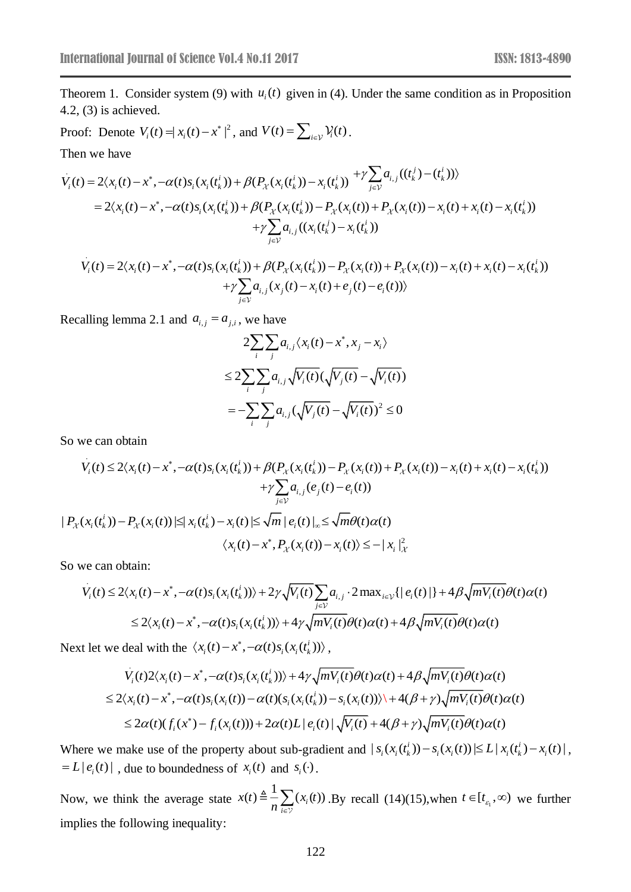Theorem 1. Consider system (9) with $u_i(t)$ given in (4). Under the same condition as in Proposition 4.2, (3) is achieved.

Proof: Denote $V_i(t) = |x_i(t) - x^*|^2$, and $V(t) = \sum_{i\in\mathcal{V}} \mathcal{V}_i(t)$.

Then we have

$$\dot{V}_i(t) = 2\langle x_i(t) - x^*, -\alpha(t)s_i(x_i(t_k^i)) + \beta(P_{\mathcal{X}}(x_i(t_k^i)) - x_i(t_k^i)) + \gamma\sum_{j\in\mathcal{V}} a_{i,j}((t_k^j) - (t_k^i))\rangle$$

$$= 2\langle x_i(t) - x^*, -\alpha(t)s_i(x_i(t_k^i)) + \beta(P_{\mathcal{X}}(x_i(t_k^i)) - P_{\mathcal{X}}(x_i(t)) + P_{\mathcal{X}}(x_i(t)) - x_i(t) + x_i(t) - x_i(t_k^i))$$
$$+\gamma\sum_{j\in\mathcal{V}} a_{i,j}((x_i(t_k^j) - x_i(t_k^i))$$

$$\dot{V}_i(t) = 2\langle x_i(t) - x^*, -\alpha(t)s_i(x_i(t_k^i)) + \beta(P_{\mathcal{X}}(x_i(t_k^i)) - P_{\mathcal{X}}(x_i(t)) + P_{\mathcal{X}}(x_i(t)) - x_i(t) + x_i(t) - x_i(t_k^i))$$
$$+\gamma\sum_{j\in\mathcal{V}} a_{i,j}(x_j(t) - x_i(t) + e_j(t) - e_i(t))\rangle$$

Recalling lemma 2.1 and $a_{i,j} = a_{j,i}$, we have

$$2\sum_i\sum_j a_{i,j}\langle x_i(t) - x^*, x_j - x_i\rangle$$
$$\le 2\sum_i\sum_j a_{i,j}\sqrt{V_i(t)}(\sqrt{V_j(t)} - \sqrt{V_i(t)})$$
$$= -\sum_i\sum_j a_{i,j}(\sqrt{V_j(t)} - \sqrt{V_i(t)})^2 \le 0$$

So we can obtain

$$\dot{V}_i(t) \le 2\langle x_i(t) - x^*, -\alpha(t)s_i(x_i(t_k^i)) + \beta(P_{\mathcal{X}}(x_i(t_k^i)) - P_{\mathcal{X}}(x_i(t)) + P_{\mathcal{X}}(x_i(t)) - x_i(t) + x_i(t) - x_i(t_k^i))$$
$$+\gamma\sum_{j\in\mathcal{V}} a_{i,j}(e_j(t) - e_i(t))$$

$$|P_{\mathcal{X}}(x_i(t_k^i)) - P_{\mathcal{X}}(x_i(t))| \le |x_i(t_k^i) - x_i(t)| \le \sqrt{m}\,|e_i(t)|_\infty \le \sqrt{m}\theta(t)\alpha(t)$$

$$\langle x_i(t) - x^*, P_{\mathcal{X}}(x_i(t)) - x_i(t)\rangle \le -|x_i|_{\mathcal{X}}^2$$

So we can obtain:

$$\dot{V}_i(t) \le 2\langle x_i(t) - x^*, -\alpha(t)s_i(x_i(t_k^i))\rangle + 2\gamma\sqrt{V_i(t)}\sum_{j\in\mathcal{V}} a_{i,j}\cdot 2\max_{i\in\mathcal{V}}\{|e_i(t)|\} + 4\beta\sqrt{mV_i(t)}\theta(t)\alpha(t)$$
$$\le 2\langle x_i(t) - x^*, -\alpha(t)s_i(x_i(t_k^i))\rangle + 4\gamma\sqrt{mV_i(t)}\theta(t)\alpha(t) + 4\beta\sqrt{mV_i(t)}\theta(t)\alpha(t)$$

Next let we deal with the $\langle x_i(t) - x^*, -\alpha(t)s_i(x_i(t_k^i))\rangle$,

$$\dot{V}_i(t)2\langle x_i(t) - x^*, -\alpha(t)s_i(x_i(t_k^i))\rangle + 4\gamma\sqrt{mV_i(t)}\theta(t)\alpha(t) + 4\beta\sqrt{mV_i(t)}\theta(t)\alpha(t)$$
$$\le 2\langle x_i(t) - x^*, -\alpha(t)s_i(x_i(t)) - \alpha(t)(s_i(x_i(t_k^i)) - s_i(x_i(t))\rangle\backslash + 4(\beta+\gamma)\sqrt{mV_i(t)}\theta(t)\alpha(t)$$
$$\le 2\alpha(t)(f_i(x^*) - f_i(x_i(t))) + 2\alpha(t)L|e_i(t)|\sqrt{V_i(t)} + 4(\beta+\gamma)\sqrt{mV_i(t)}\theta(t)\alpha(t)$$

Where we make use of the property about sub-gradient and $|s_i(x_i(t_k^i)) - s_i(x_i(t))| \le L|x_i(t_k^i) - x_i(t)|$, $= L|e_i(t)|$, due to boundedness of $x_i(t)$ and $s_i(\cdot)$.

Now, we think the average state $x(t) \triangleq \frac{1}{n}\sum_{i\in\mathcal{V}}(x_i(t))$ .By recall (14)(15),when $t\in[t_{\varepsilon_1},\infty)$ we further implies the following inequality: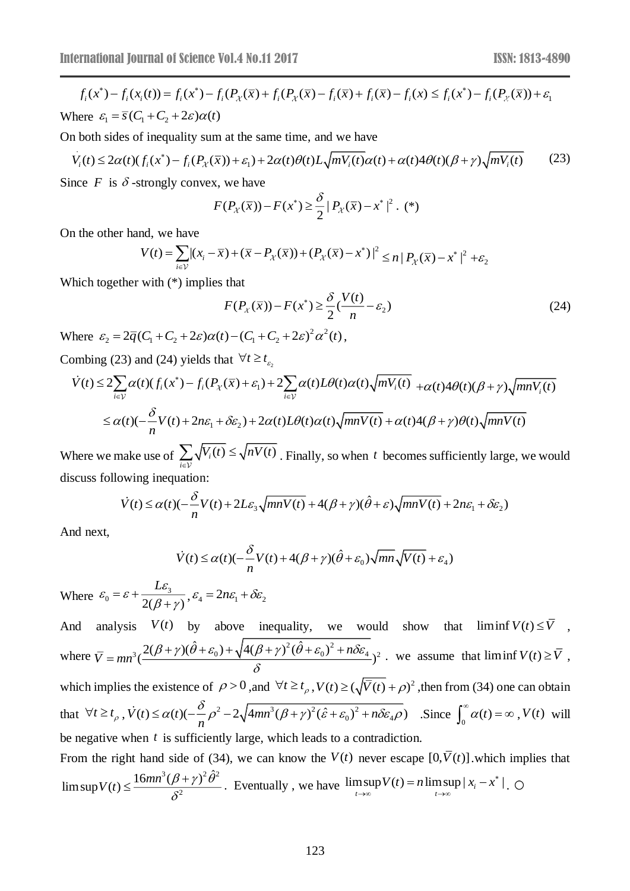$$f_i(x^*) - f_i(x_i(t)) = f_i(x^*) - f_i(P_{\mathcal{X}}(\bar{x})) + f_i(P_{\mathcal{X}}(\bar{x})) - f_i(\bar{x}) + f_i(\bar{x}) - f_i(x) \le f_i(x^*) - f_i(P_{\mathcal{X}}(\bar{x})) + \varepsilon_1$$

Where $\varepsilon_1 = \bar{s}(C_1 + C_2 + 2\varepsilon)\alpha(t)$

On both sides of inequality sum at the same time, and we have

$$\dot{V}_i(t) \le 2\alpha(t)(f_i(x^*) - f_i(P_{\mathcal{X}}(\bar{x})) + \varepsilon_1) + 2\alpha(t)\theta(t)L\sqrt{mV_i(t)}\alpha(t) + \alpha(t)4\theta(t)(\beta+\gamma)\sqrt{mV_i(t)} \tag{23}$$

Since $F$ is $\delta$-strongly convex, we have

$$F(P_{\mathcal{X}}(\bar{x})) - F(x^*) \ge \frac{\delta}{2}|P_{\mathcal{X}}(\bar{x}) - x^*|^2 . \ (*)$$

On the other hand, we have

$$V(t) = \sum_{i\in\mathcal{V}} |(x_i - \bar{x}) + (\bar{x} - P_{\mathcal{X}}(\bar{x})) + (P_{\mathcal{X}}(\bar{x}) - x^*)|^2 \le n|P_{\mathcal{X}}(\bar{x}) - x^*|^2 + \varepsilon_2$$

Which together with (*) implies that

$$F(P_{\mathcal{X}}(\bar{x})) - F(x^*) \ge \frac{\delta}{2}\left(\frac{V(t)}{n} - \varepsilon_2\right) \tag{24}$$

Where $\varepsilon_2 = 2\bar{q}(C_1 + C_2 + 2\varepsilon)\alpha(t) - (C_1 + C_2 + 2\varepsilon)^2\alpha^2(t)$,

Combing (23) and (24) yields that $\forall t \ge t_{\varepsilon_2}$

$$\dot{V}(t) \le 2\sum_{i\in\mathcal{V}}\alpha(t)(f_i(x^*) - f_i(P_{\mathcal{X}}(\bar{x})) + \varepsilon_1) + 2\sum_{i\in\mathcal{V}}\alpha(t)L\theta(t)\alpha(t)\sqrt{mV_i(t)} + \alpha(t)4\theta(t)(\beta+\gamma)\sqrt{mnV_i(t)}$$

$$\le \alpha(t)\left(-\frac{\delta}{n}V(t) + 2n\varepsilon_1 + \delta\varepsilon_2\right) + 2\alpha(t)L\theta(t)\alpha(t)\sqrt{mnV(t)} + \alpha(t)4(\beta+\gamma)\theta(t)\sqrt{mnV(t)}$$

Where we make use of $\sum_{i\in\mathcal{V}}\sqrt{V_i(t)} \le \sqrt{nV(t)}$. Finally, so when $t$ becomes sufficiently large, we would discuss following inequation:

$$\dot{V}(t) \le \alpha(t)\left(-\frac{\delta}{n}V(t) + 2L\varepsilon_3\sqrt{mnV(t)} + 4(\beta+\gamma)(\hat{\theta}+\varepsilon)\sqrt{mnV(t)} + 2n\varepsilon_1 + \delta\varepsilon_2\right)$$

And next,

$$\dot{V}(t) \le \alpha(t)\left(-\frac{\delta}{n}V(t) + 4(\beta+\gamma)(\hat{\theta}+\varepsilon_0)\sqrt{mn}\sqrt{V(t)} + \varepsilon_4\right)$$

Where $\varepsilon_0 = \varepsilon + \dfrac{L\varepsilon_3}{2(\beta+\gamma)}, \varepsilon_4 = 2n\varepsilon_1 + \delta\varepsilon_2$

And analysis $V(t)$ by above inequality, we would show that $\liminf V(t) \le \bar{V}$, where $\bar{V} = mn^3\left(\dfrac{2(\beta+\gamma)(\hat{\theta}+\varepsilon_0) + \sqrt{4(\beta+\gamma)^2(\hat{\theta}+\varepsilon_0)^2 + n\delta\varepsilon_4}}{\delta}\right)^2$. we assume that $\liminf V(t) \ge \bar{V}$, which implies the existence of $\rho > 0$, and $\forall t \ge t_\rho, V(t) \ge (\sqrt{\bar{V}(t)} + \rho)^2$, then from (34) one can obtain that $\forall t \ge t_\rho, \dot{V}(t) \le \alpha(t)\left(-\frac{\delta}{n}\rho^2 - 2\sqrt{4mn^3(\beta+\gamma)^2(\hat{\varepsilon}+\varepsilon_0)^2 + n\delta\varepsilon_4\rho}\right)$ .Since $\int_0^\infty \alpha(t) = \infty$, $V(t)$ will be negative when $t$ is sufficiently large, which leads to a contradiction.

From the right hand side of (34), we can know the $V(t)$ never escape $[0, \bar{V}(t)]$.which implies that $\limsup V(t) \le \dfrac{16mn^3(\beta+\gamma)^2\hat{\theta}^2}{\delta^2}$. Eventually, we have $\limsup_{t\to\infty} V(t) = n\limsup_{t\to\infty}|x_i - x^*|$. ○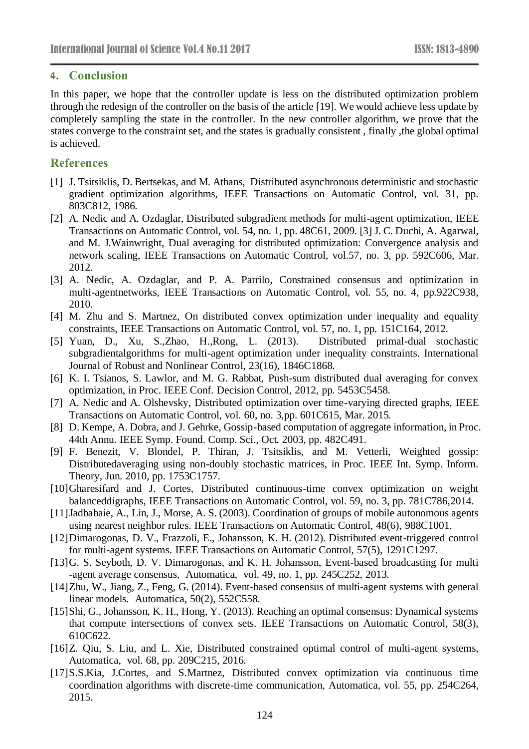## 4. Conclusion

In this paper, we hope that the controller update is less on the distributed optimization problem through the redesign of the controller on the basis of the article [19]. We would achieve less update by completely sampling the state in the controller. In the new controller algorithm, we prove that the states converge to the constraint set, and the states is gradually consistent , finally ,the global optimal is achieved.

## References

[1] J. Tsitsiklis, D. Bertsekas, and M. Athans, Distributed asynchronous deterministic and stochastic gradient optimization algorithms, IEEE Transactions on Automatic Control, vol. 31, pp. 803C812, 1986.

[2] A. Nedic and A. Ozdaglar, Distributed subgradient methods for multi-agent optimization, IEEE Transactions on Automatic Control, vol. 54, no. 1, pp. 48C61, 2009. [3] J. C. Duchi, A. Agarwal, and M. J.Wainwright, Dual averaging for distributed optimization: Convergence analysis and network scaling, IEEE Transactions on Automatic Control, vol.57, no. 3, pp. 592C606, Mar. 2012.

[3] A. Nedic, A. Ozdaglar, and P. A. Parrilo, Constrained consensus and optimization in multi-agentnetworks, IEEE Transactions on Automatic Control, vol. 55, no. 4, pp.922C938, 2010.

[4] M. Zhu and S. Martnez, On distributed convex optimization under inequality and equality constraints, IEEE Transactions on Automatic Control, vol. 57, no. 1, pp. 151C164, 2012.

[5] Yuan, D., Xu, S.,Zhao, H.,Rong, L. (2013). Distributed primal-dual stochastic subgradientalgorithms for multi-agent optimization under inequality constraints. International Journal of Robust and Nonlinear Control, 23(16), 1846C1868.

[6] K. I. Tsianos, S. Lawlor, and M. G. Rabbat, Push-sum distributed dual averaging for convex optimization, in Proc. IEEE Conf. Decision Control, 2012, pp. 5453C5458.

[7] A. Nedic and A. Olshevsky, Distributed optimization over time-varying directed graphs, IEEE Transactions on Automatic Control, vol. 60, no. 3,pp. 601C615, Mar. 2015.

[8] D. Kempe, A. Dobra, and J. Gehrke, Gossip-based computation of aggregate information, in Proc. 44th Annu. IEEE Symp. Found. Comp. Sci., Oct. 2003, pp. 482C491.

[9] F. Benezit, V. Blondel, P. Thiran, J. Tsitsiklis, and M. Vetterli, Weighted gossip: Distributedaveraging using non-doubly stochastic matrices, in Proc. IEEE Int. Symp. Inform. Theory, Jun. 2010, pp. 1753C1757.

[10] Gharesifard and J. Cortes, Distributed continuous-time convex optimization on weight balanceddigraphs, IEEE Transactions on Automatic Control, vol. 59, no. 3, pp. 781C786,2014.

[11] Jadbabaie, A., Lin, J., Morse, A. S. (2003). Coordination of groups of mobile autonomous agents using nearest neighbor rules. IEEE Transactions on Automatic Control, 48(6), 988C1001.

[12] Dimarogonas, D. V., Frazzoli, E., Johansson, K. H. (2012). Distributed event-triggered control for multi-agent systems. IEEE Transactions on Automatic Control, 57(5), 1291C1297.

[13] G. S. Seyboth, D. V. Dimarogonas, and K. H. Johansson, Event-based broadcasting for multi -agent average consensus, Automatica, vol. 49, no. 1, pp. 245C252, 2013.

[14] Zhu, W., Jiang, Z., Feng, G. (2014). Event-based consensus of multi-agent systems with general linear models. Automatica, 50(2), 552C558.

[15] Shi, G., Johansson, K. H., Hong, Y. (2013). Reaching an optimal consensus: Dynamical systems that compute intersections of convex sets. IEEE Transactions on Automatic Control, 58(3), 610C622.

[16] Z. Qiu, S. Liu, and L. Xie, Distributed constrained optimal control of multi-agent systems, Automatica, vol. 68, pp. 209C215, 2016.

[17] S.S.Kia, J.Cortes, and S.Martnez, Distributed convex optimization via continuous time coordination algorithms with discrete-time communication, Automatica, vol. 55, pp. 254C264, 2015.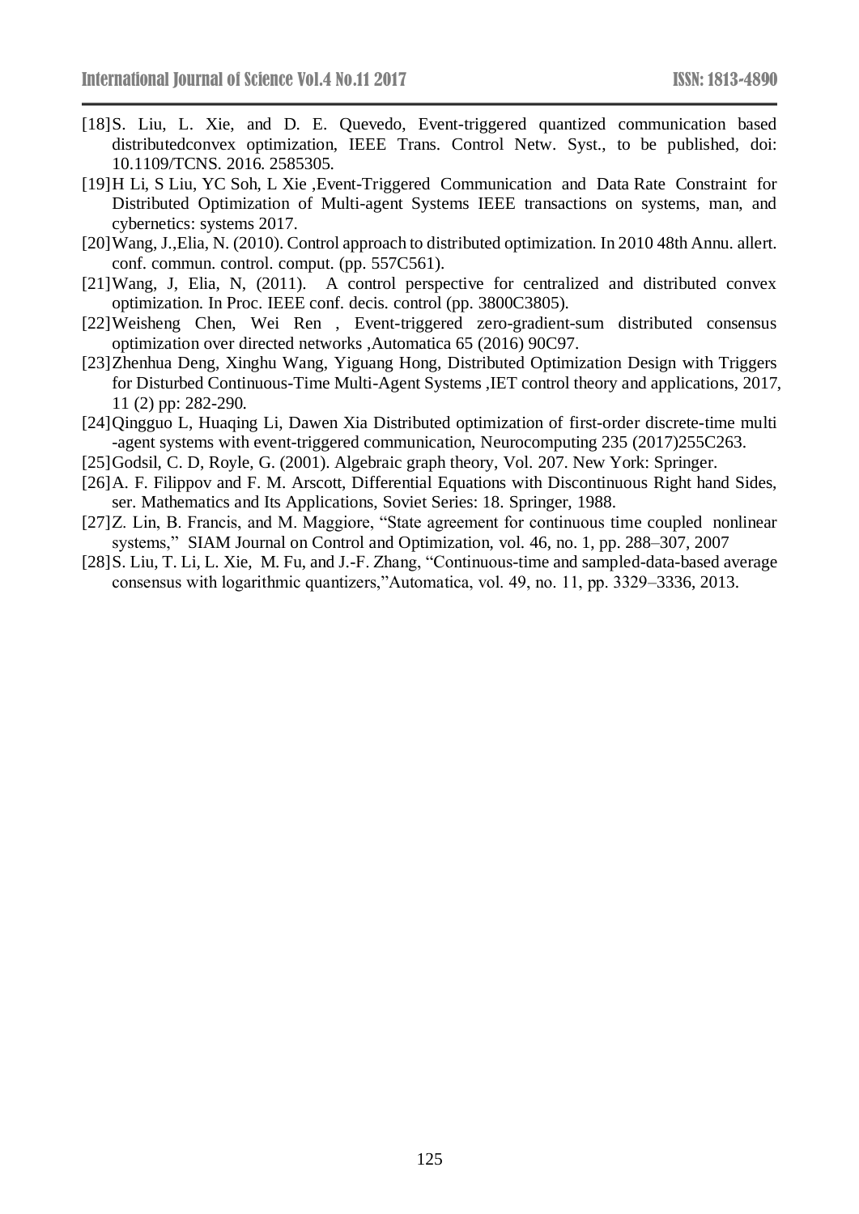[18] S. Liu, L. Xie, and D. E. Quevedo, Event-triggered quantized communication based distributedconvex optimization, IEEE Trans. Control Netw. Syst., to be published, doi: 10.1109/TCNS. 2016. 2585305.

[19] H Li, S Liu, YC Soh, L Xie ,Event-Triggered Communication and Data Rate Constraint for Distributed Optimization of Multi-agent Systems IEEE transactions on systems, man, and cybernetics: systems 2017.

[20] Wang, J.,Elia, N. (2010). Control approach to distributed optimization. In 2010 48th Annu. allert. conf. commun. control. comput. (pp. 557C561).

[21] Wang, J, Elia, N, (2011). A control perspective for centralized and distributed convex optimization. In Proc. IEEE conf. decis. control (pp. 3800C3805).

[22] Weisheng Chen, Wei Ren , Event-triggered zero-gradient-sum distributed consensus optimization over directed networks ,Automatica 65 (2016) 90C97.

[23] Zhenhua Deng, Xinghu Wang, Yiguang Hong, Distributed Optimization Design with Triggers for Disturbed Continuous-Time Multi-Agent Systems ,IET control theory and applications, 2017, 11 (2) pp: 282-290.

[24] Qingguo L, Huaqing Li, Dawen Xia Distributed optimization of first-order discrete-time multi -agent systems with event-triggered communication, Neurocomputing 235 (2017)255C263.

[25] Godsil, C. D, Royle, G. (2001). Algebraic graph theory, Vol. 207. New York: Springer.

[26] A. F. Filippov and F. M. Arscott, Differential Equations with Discontinuous Right hand Sides, ser. Mathematics and Its Applications, Soviet Series: 18. Springer, 1988.

[27] Z. Lin, B. Francis, and M. Maggiore, "State agreement for continuous time coupled nonlinear systems," SIAM Journal on Control and Optimization, vol. 46, no. 1, pp. 288–307, 2007

[28] S. Liu, T. Li, L. Xie, M. Fu, and J.-F. Zhang, "Continuous-time and sampled-data-based average consensus with logarithmic quantizers,"Automatica, vol. 49, no. 11, pp. 3329–3336, 2013.